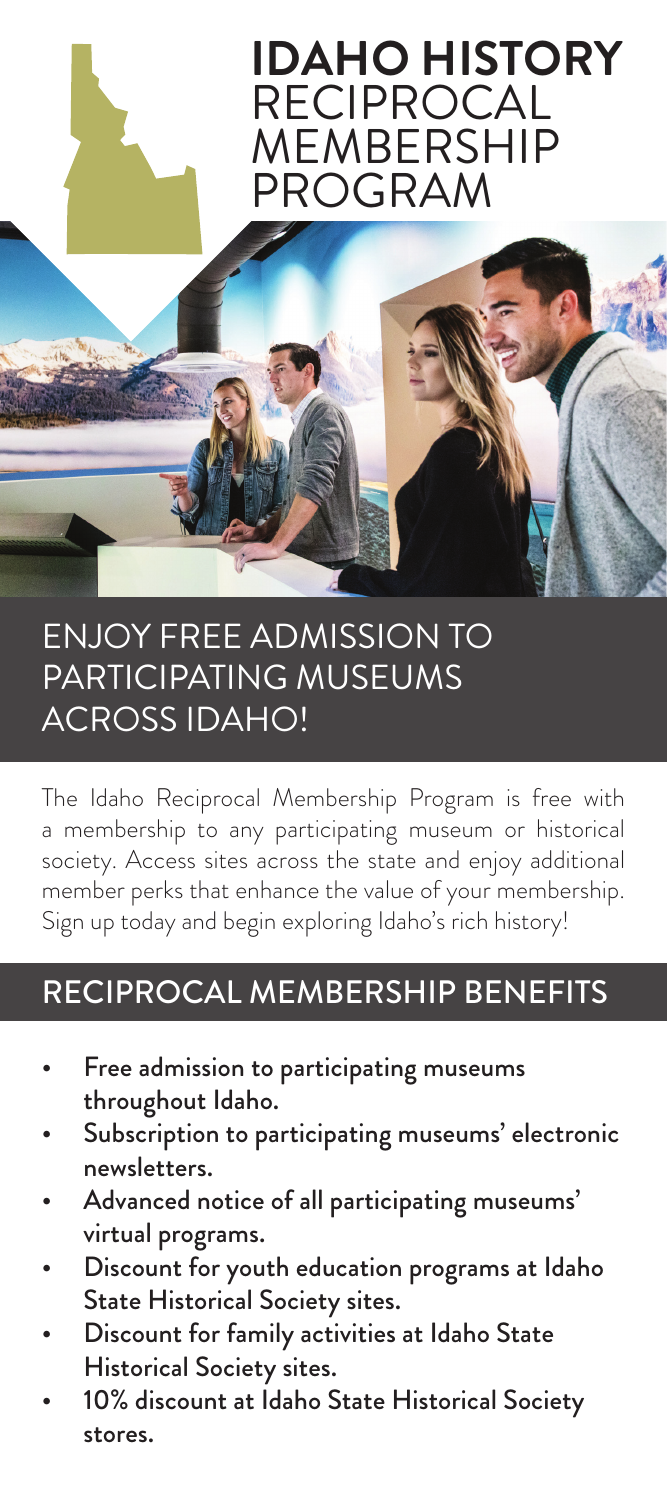# IDAHO HISTORY RECIPROCAL MEMBERSHIP PROGRAM

## ENJOY FREE ADMISSION TO PARTICIPATING MUSEUMS ACROSS IDAHO!

The Idaho Reciprocal Membership Program is free with a membership to any participating museum or historical society. Access sites across the state and enjoy additional member perks that enhance the value of your membership. Sign up today and begin exploring Idaho's rich history!

## RECIPROCAL MEMBERSHIP BENEFITS

- Free admission to participating museums throughout Idaho.
- Subscription to participating museums' electronic newsletters.
- Advanced notice of all participating museums' virtual programs.
- Discount for youth education programs at Idaho State Historical Society sites.
- Discount for family activities at Idaho State Historical Society sites.
- 10% discount at Idaho State Historical Society stores.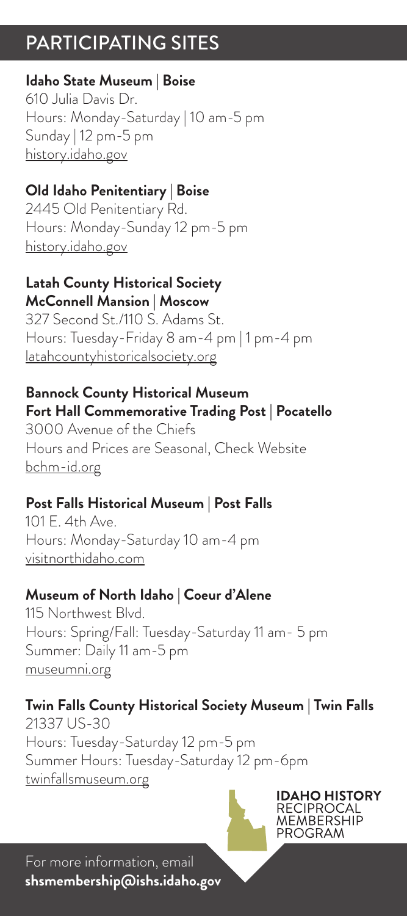## PARTICIPATING SITES

**Idaho State Museum | Boise**
610 Julia Davis Dr.
Hours: Monday-Saturday | 10 am-5 pm
Sunday | 12 pm-5 pm
history.idaho.gov

**Old Idaho Penitentiary | Boise**
2445 Old Penitentiary Rd.
Hours: Monday-Sunday 12 pm-5 pm
history.idaho.gov

**Latah County Historical Society**
**McConnell Mansion | Moscow**
327 Second St./110 S. Adams St.
Hours: Tuesday-Friday 8 am-4 pm | 1 pm-4 pm
latahcountyhistoricalsociety.org

**Bannock County Historical Museum**
**Fort Hall Commemorative Trading Post | Pocatello**
3000 Avenue of the Chiefs
Hours and Prices are Seasonal, Check Website
bchm-id.org

**Post Falls Historical Museum | Post Falls**
101 E. 4th Ave.
Hours: Monday-Saturday 10 am-4 pm
visitnorthidaho.com

**Museum of North Idaho | Coeur d'Alene**
115 Northwest Blvd.
Hours: Spring/Fall: Tuesday-Saturday 11 am- 5 pm
Summer: Daily 11 am-5 pm
museumni.org

**Twin Falls County Historical Society Museum | Twin Falls**
21337 US-30
Hours: Tuesday-Saturday 12 pm-5 pm
Summer Hours: Tuesday-Saturday 12 pm-6pm
twinfallsmuseum.org

**IDAHO HISTORY**
RECIPROCAL
MEMBERSHIP
PROGRAM

For more information, email
**shsmembership@ishs.idaho.gov**